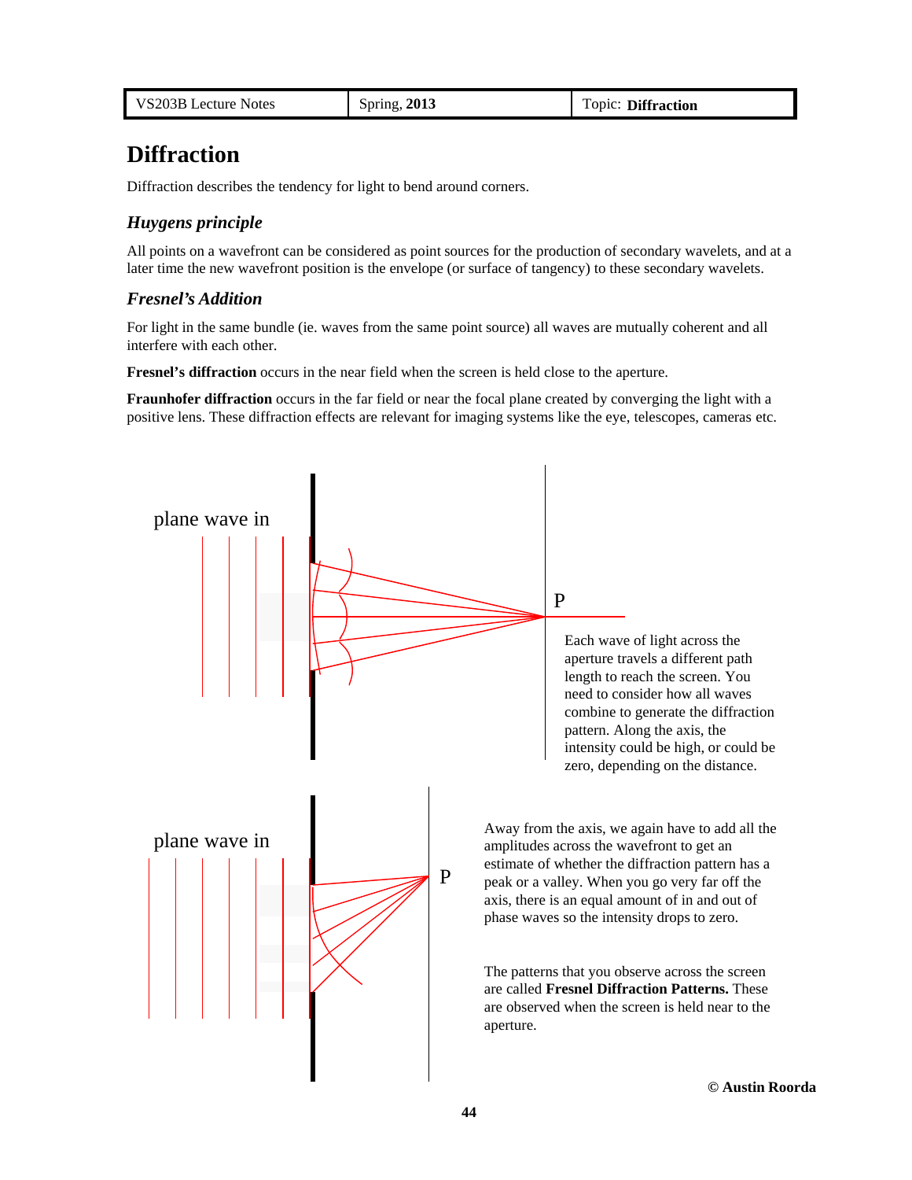# Diffraction

Diffraction describes the tendency for light to bend around corners.

### *Huygens principle*

All points on a wavefront can be considered as point sources for the production of secondary wavelets, and at a later time the new wavefront position is the envelope (or surface of tangency) to these secondary wavelets.

### *Fresnel's Addition*

For light in the same bundle (ie. waves from the same point source) all waves are mutually coherent and all interfere with each other.

**Fresnel's diffraction** occurs in the near field when the screen is held close to the aperture.

**Fraunhofer diffraction** occurs in the far field or near the focal plane created by converging the light with a positive lens. These diffraction effects are relevant for imaging systems like the eye, telescopes, cameras etc.

plane wave in

P

Each wave of light across the aperture travels a different path length to reach the screen. You need to consider how all waves combine to generate the diffraction pattern. Along the axis, the intensity could be high, or could be zero, depending on the distance.

plane wave in

P

Away from the axis, we again have to add all the amplitudes across the wavefront to get an estimate of whether the diffraction pattern has a peak or a valley. When you go very far off the axis, there is an equal amount of in and out of phase waves so the intensity drops to zero.

The patterns that you observe across the screen are called **Fresnel Diffraction Patterns.** These are observed when the screen is held near to the aperture.

**© Austin Roorda**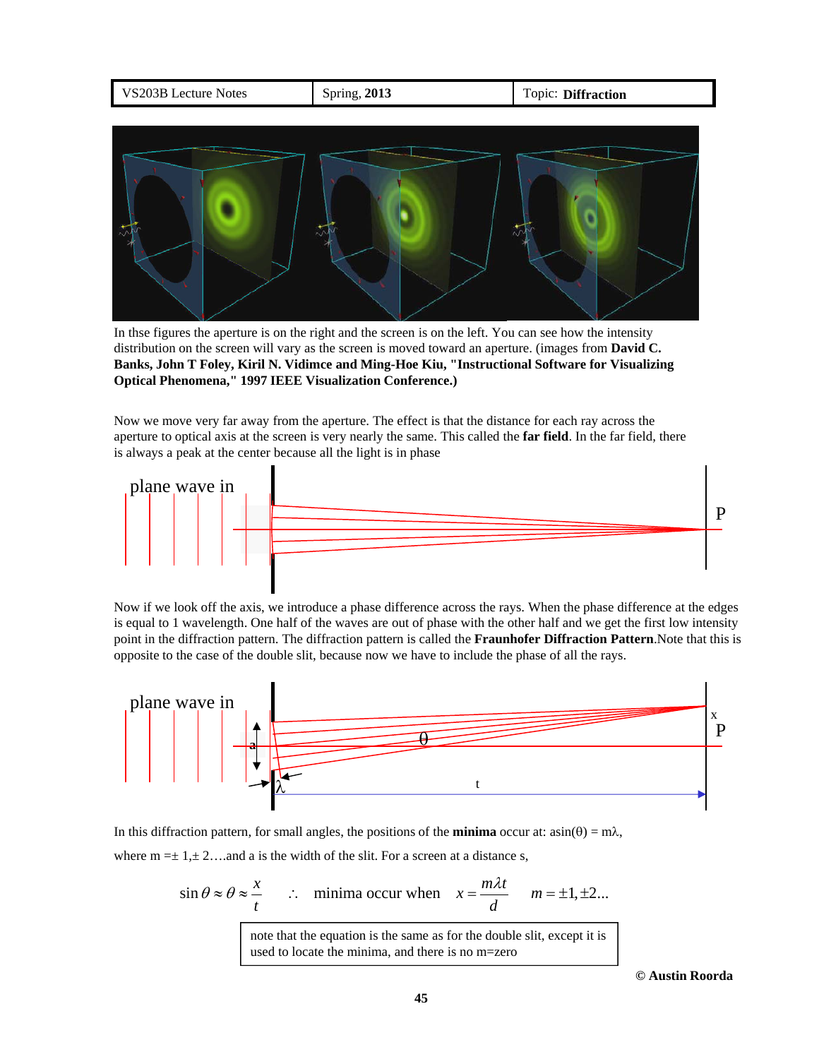In thse figures the aperture is on the right and the screen is on the left. You can see how the intensity distribution on the screen will vary as the screen is moved toward an aperture. (images from **David C. Banks, John T Foley, Kiril N. Vidimce and Ming-Hoe Kiu, "Instructional Software for Visualizing Optical Phenomena," 1997 IEEE Visualization Conference.)**

Now we move very far away from the aperture. The effect is that the distance for each ray across the aperture to optical axis at the screen is very nearly the same. This called the **far field**. In the far field, there is always a peak at the center because all the light is in phase

Now if we look off the axis, we introduce a phase difference across the rays. When the phase difference at the edges is equal to 1 wavelength. One half of the waves are out of phase with the other half and we get the first low intensity point in the diffraction pattern. The diffraction pattern is called the **Fraunhofer Diffraction Pattern**.Note that this is opposite to the case of the double slit, because now we have to include the phase of all the rays.

In this diffraction pattern, for small angles, the positions of the **minima** occur at: $a\sin(\theta) = m\lambda$,

where m =± 1,± 2….and a is the width of the slit. For a screen at a distance s,

$$\sin\theta \approx \theta \approx \frac{x}{t} \quad \therefore \quad \text{minima occur when} \quad x = \frac{m\lambda t}{d} \quad m = \pm 1, \pm 2...$$

> note that the equation is the same as for the double slit, except it is used to locate the minima, and there is no m=zero

**© Austin Roorda**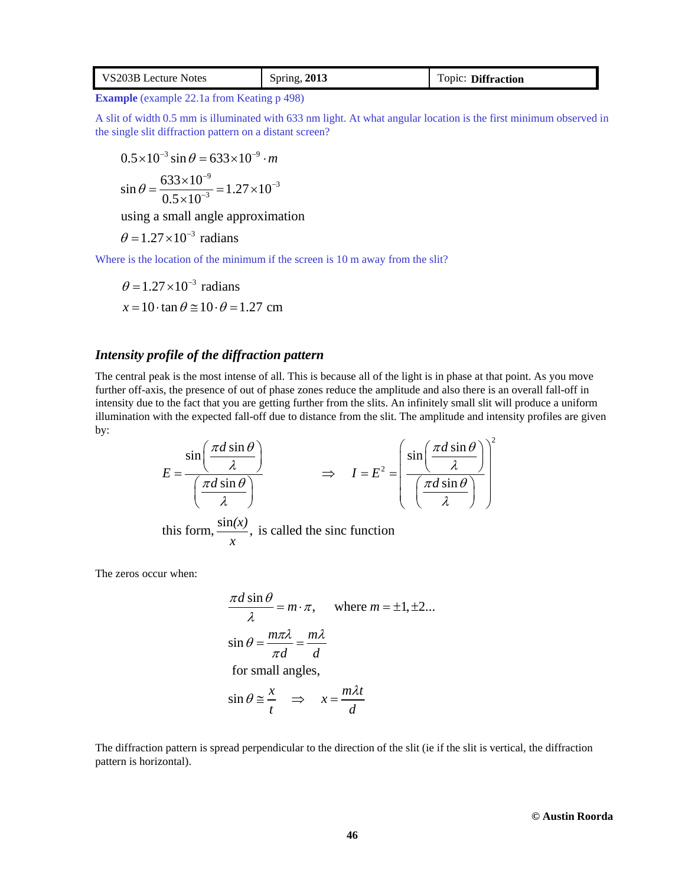**Example** (example 22.1a from Keating p 498)

A slit of width 0.5 mm is illuminated with 633 nm light. At what angular location is the first minimum observed in the single slit diffraction pattern on a distant screen?

$$0.5\times10^{-3}\sin\theta = 633\times10^{-9}\cdot m$$

$$\sin\theta = \frac{633\times10^{-9}}{0.5\times10^{-3}} = 1.27\times10^{-3}$$

using a small angle approximation

$$\theta = 1.27\times10^{-3} \text{ radians}$$

Where is the location of the minimum if the screen is 10 m away from the slit?

$$\theta = 1.27\times10^{-3} \text{ radians}$$

$$x = 10\cdot\tan\theta \cong 10\cdot\theta = 1.27 \text{ cm}$$

### *Intensity profile of the diffraction pattern*

The central peak is the most intense of all. This is because all of the light is in phase at that point. As you move further off-axis, the presence of out of phase zones reduce the amplitude and also there is an overall fall-off in intensity due to the fact that you are getting further from the slits. An infinitely small slit will produce a uniform illumination with the expected fall-off due to distance from the slit. The amplitude and intensity profiles are given by:

$$E = \frac{\sin\left(\dfrac{\pi d\sin\theta}{\lambda}\right)}{\left(\dfrac{\pi d\sin\theta}{\lambda}\right)} \qquad \Rightarrow \qquad I = E^2 = \left(\frac{\sin\left(\dfrac{\pi d\sin\theta}{\lambda}\right)}{\left(\dfrac{\pi d\sin\theta}{\lambda}\right)}\right)^2$$

this form, $\dfrac{\sin(x)}{x}$, is called the sinc function

The zeros occur when:

$$\frac{\pi d\sin\theta}{\lambda} = m\cdot\pi, \qquad \text{where } m = \pm1, \pm2...$$

$$\sin\theta = \frac{m\pi\lambda}{\pi d} = \frac{m\lambda}{d}$$

for small angles,

$$\sin\theta \cong \frac{x}{t} \quad \Rightarrow \quad x = \frac{m\lambda t}{d}$$

The diffraction pattern is spread perpendicular to the direction of the slit (ie if the slit is vertical, the diffraction pattern is horizontal).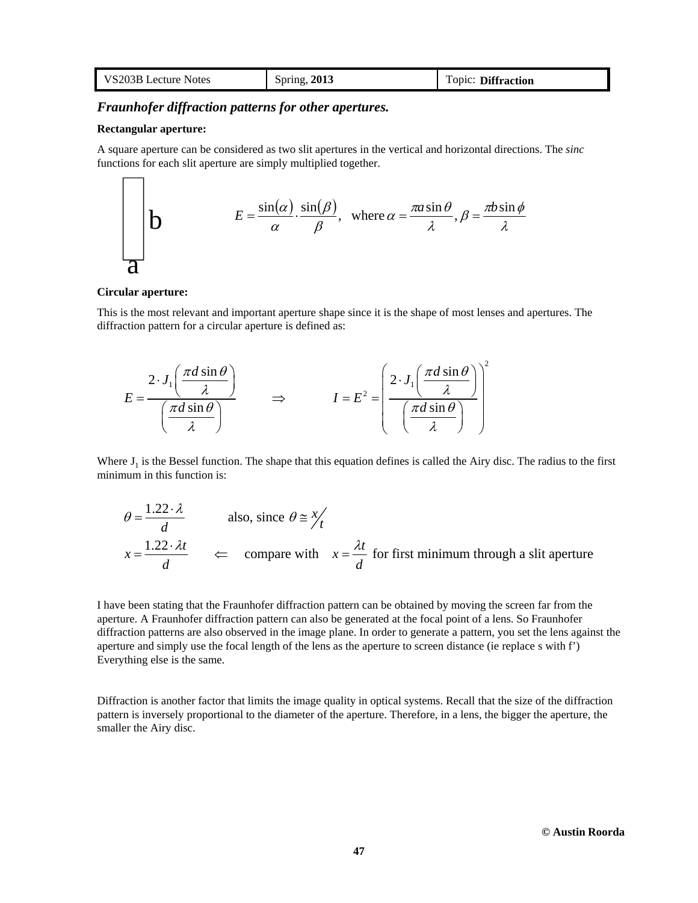## *Fraunhofer diffraction patterns for other apertures.*

**Rectangular aperture:**

A square aperture can be considered as two slit apertures in the vertical and horizontal directions. The *sinc* functions for each slit aperture are simply multiplied together.

b

a

$$E = \frac{\sin(\alpha)}{\alpha} \cdot \frac{\sin(\beta)}{\beta}, \quad \text{where } \alpha = \frac{\pi a \sin\theta}{\lambda}, \beta = \frac{\pi b \sin\phi}{\lambda}$$

**Circular aperture:**

This is the most relevant and important aperture shape since it is the shape of most lenses and apertures. The diffraction pattern for a circular aperture is defined as:

$$E = \frac{2 \cdot J_1\left(\frac{\pi d \sin\theta}{\lambda}\right)}{\left(\frac{\pi d \sin\theta}{\lambda}\right)} \qquad \Rightarrow \qquad I = E^2 = \left(\frac{2 \cdot J_1\left(\frac{\pi d \sin\theta}{\lambda}\right)}{\left(\frac{\pi d \sin\theta}{\lambda}\right)}\right)^2$$

Where $J_1$ is the Bessel function. The shape that this equation defines is called the Airy disc. The radius to the first minimum in this function is:

$$\theta = \frac{1.22 \cdot \lambda}{d} \qquad \text{also, since } \theta \cong x/t$$

$$x = \frac{1.22 \cdot \lambda t}{d} \qquad \Leftarrow \quad \text{compare with} \quad x = \frac{\lambda t}{d} \text{ for first minimum through a slit aperture}$$

I have been stating that the Fraunhofer diffraction pattern can be obtained by moving the screen far from the aperture. A Fraunhofer diffraction pattern can also be generated at the focal point of a lens. So Fraunhofer diffraction patterns are also observed in the image plane. In order to generate a pattern, you set the lens against the aperture and simply use the focal length of the lens as the aperture to screen distance (ie replace s with f') Everything else is the same.

Diffraction is another factor that limits the image quality in optical systems. Recall that the size of the diffraction pattern is inversely proportional to the diameter of the aperture. Therefore, in a lens, the bigger the aperture, the smaller the Airy disc.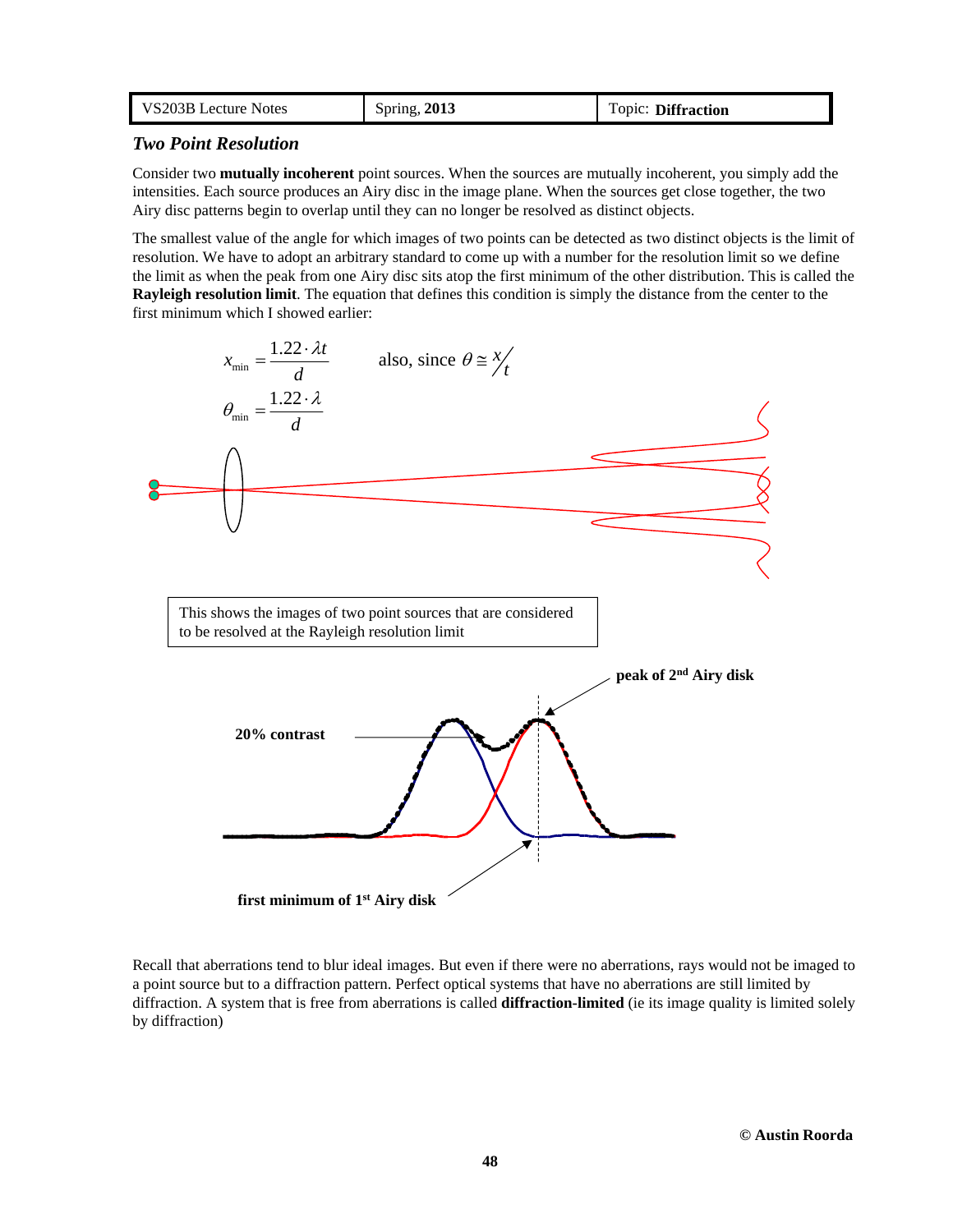### *Two Point Resolution*

Consider two **mutually incoherent** point sources. When the sources are mutually incoherent, you simply add the intensities. Each source produces an Airy disc in the image plane. When the sources get close together, the two Airy disc patterns begin to overlap until they can no longer be resolved as distinct objects.

The smallest value of the angle for which images of two points can be detected as two distinct objects is the limit of resolution. We have to adopt an arbitrary standard to come up with a number for the resolution limit so we define the limit as when the peak from one Airy disc sits atop the first minimum of the other distribution. This is called the **Rayleigh resolution limit**. The equation that defines this condition is simply the distance from the center to the first minimum which I showed earlier:

$$x_{\min} = \frac{1.22 \cdot \lambda t}{d} \qquad \text{also, since } \theta \cong x/t$$

$$\theta_{\min} = \frac{1.22 \cdot \lambda}{d}$$

This shows the images of two point sources that are considered to be resolved at the Rayleigh resolution limit

**peak of 2[nd] Airy disk**

**20% contrast**

**first minimum of 1[st] Airy disk**

Recall that aberrations tend to blur ideal images. But even if there were no aberrations, rays would not be imaged to a point source but to a diffraction pattern. Perfect optical systems that have no aberrations are still limited by diffraction. A system that is free from aberrations is called **diffraction-limited** (ie its image quality is limited solely by diffraction)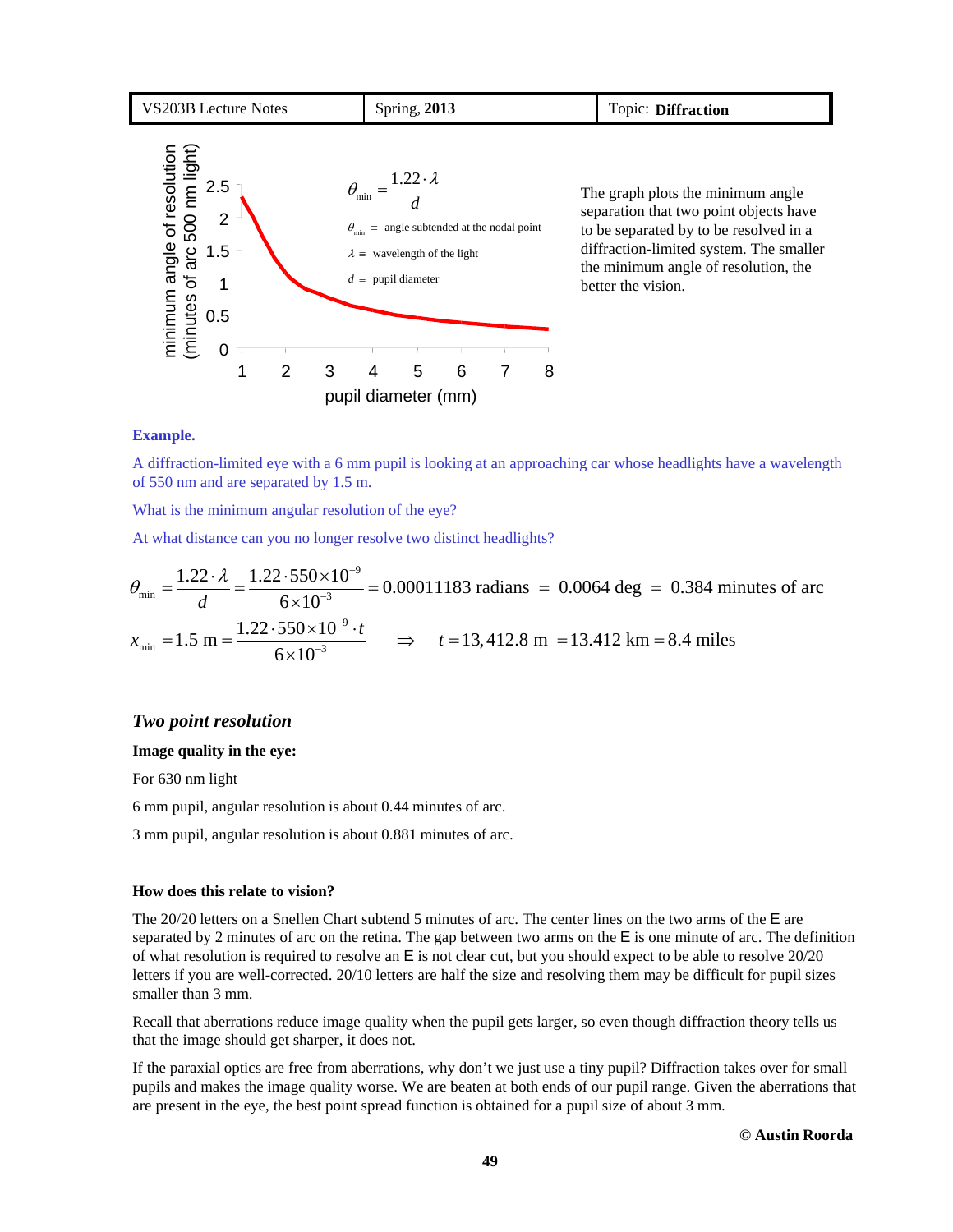minimum angle of resolution (minutes of arc 500 nm light)

2.5
2
1.5
1
0.5
0

1 2 3 4 5 6 7 8

pupil diameter (mm)

$$\theta_{\min} = \frac{1.22 \cdot \lambda}{d}$$

$\theta_{\min} \equiv$ angle subtended at the nodal point

$\lambda \equiv$ wavelength of the light

$d \equiv$ pupil diameter

The graph plots the minimum angle separation that two point objects have to be separated by to be resolved in a diffraction-limited system. The smaller the minimum angle of resolution, the better the vision.

**Example.**

A diffraction-limited eye with a 6 mm pupil is looking at an approaching car whose headlights have a wavelength of 550 nm and are separated by 1.5 m.

What is the minimum angular resolution of the eye?

At what distance can you no longer resolve two distinct headlights?

$$\theta_{\min} = \frac{1.22 \cdot \lambda}{d} = \frac{1.22 \cdot 550 \times 10^{-9}}{6 \times 10^{-3}} = 0.00011183 \text{ radians } = \ 0.0064 \text{ deg } = \ 0.384 \text{ minutes of arc}$$

$$x_{\min} = 1.5 \text{ m} = \frac{1.22 \cdot 550 \times 10^{-9} \cdot t}{6 \times 10^{-3}} \quad \Rightarrow \quad t = 13{,}412.8 \text{ m } = 13.412 \text{ km} = 8.4 \text{ miles}$$

### *Two point resolution*

**Image quality in the eye:**

For 630 nm light

6 mm pupil, angular resolution is about 0.44 minutes of arc.

3 mm pupil, angular resolution is about 0.881 minutes of arc.

**How does this relate to vision?**

The 20/20 letters on a Snellen Chart subtend 5 minutes of arc. The center lines on the two arms of the E are separated by 2 minutes of arc on the retina. The gap between two arms on the E is one minute of arc. The definition of what resolution is required to resolve an E is not clear cut, but you should expect to be able to resolve 20/20 letters if you are well-corrected. 20/10 letters are half the size and resolving them may be difficult for pupil sizes smaller than 3 mm.

Recall that aberrations reduce image quality when the pupil gets larger, so even though diffraction theory tells us that the image should get sharper, it does not.

If the paraxial optics are free from aberrations, why don't we just use a tiny pupil? Diffraction takes over for small pupils and makes the image quality worse. We are beaten at both ends of our pupil range. Given the aberrations that are present in the eye, the best point spread function is obtained for a pupil size of about 3 mm.

**© Austin Roorda**